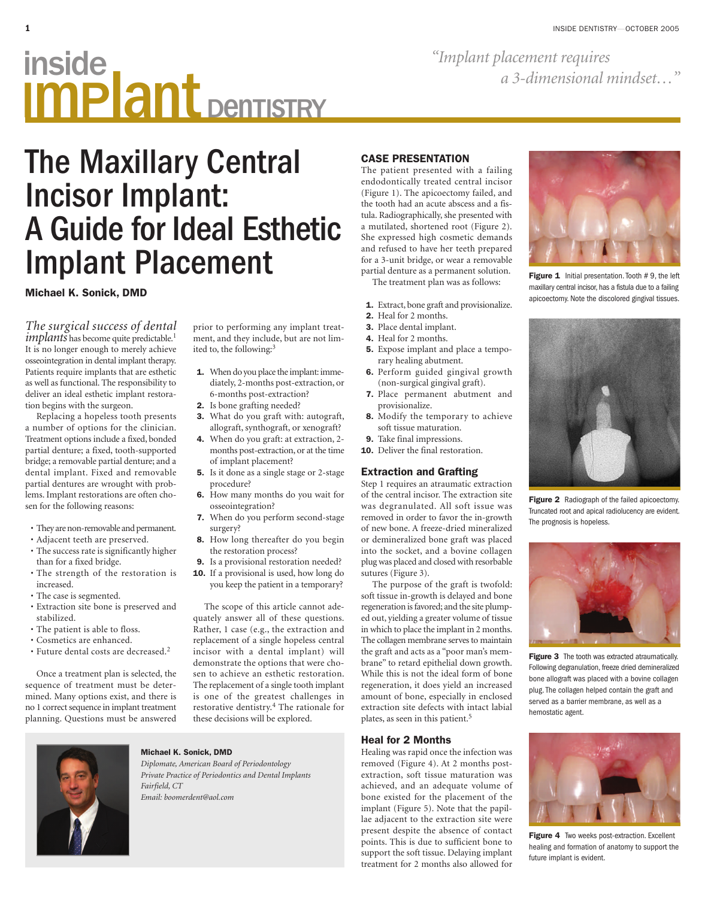# inside implant DENTISTRY

*"Implant placement requires a 3-dimensional mindset…"*

# The Maxillary Central Incisor Implant: A Guide for Ideal Esthetic Implant Placement

**Michael K. Sonick, DMD**

*The surgical success of dental implants* has become quite predictable.[1] It is no longer enough to merely achieve osseointegration in dental implant therapy. Patients require implants that are esthetic as well as functional. The responsibility to deliver an ideal esthetic implant restoration begins with the surgeon.

Replacing a hopeless tooth presents a number of options for the clinician. Treatment options include a fixed, bonded partial denture; a fixed, tooth-supported bridge; a removable partial denture; and a dental implant. Fixed and removable partial dentures are wrought with problems. Implant restorations are often chosen for the following reasons:

- They are non-removable and permanent.
- Adjacent teeth are preserved.
- The success rate is significantly higher than for a fixed bridge.
- The strength of the restoration is increased.
- The case is segmented.
- Extraction site bone is preserved and stabilized.
- The patient is able to floss.
- Cosmetics are enhanced.
- Future dental costs are decreased.[2]

Once a treatment plan is selected, the sequence of treatment must be determined. Many options exist, and there is no 1 correct sequence in implant treatment planning. Questions must be answered prior to performing any implant treatment, and they include, but are not limited to, the following:[3]

1. When do you place the implant: immediately, 2-months post-extraction, or 6-months post-extraction?
2. Is bone grafting needed?
3. What do you graft with: autograft, allograft, synthograft, or xenograft?
4. When do you graft: at extraction, 2-months post-extraction, or at the time of implant placement?
5. Is it done as a single stage or 2-stage procedure?
6. How many months do you wait for osseointegration?
7. When do you perform second-stage surgery?
8. How long thereafter do you begin the restoration process?
9. Is a provisional restoration needed?
10. If a provisional is used, how long do you keep the patient in a temporary?

The scope of this article cannot adequately answer all of these questions. Rather, 1 case (e.g., the extraction and replacement of a single hopeless central incisor with a dental implant) will demonstrate the options that were chosen to achieve an esthetic restoration. The replacement of a single tooth implant is one of the greatest challenges in restorative dentistry.[4] The rationale for these decisions will be explored.

**Michael K. Sonick, DMD**
*Diplomate, American Board of Periodontology*
*Private Practice of Periodontics and Dental Implants*
*Fairfield, CT*
*Email: boomerdent@aol.com*

## CASE PRESENTATION

The patient presented with a failing endodontically treated central incisor (Figure 1). The apicoectomy failed, and the tooth had an acute abscess and a fistula. Radiographically, she presented with a mutilated, shortened root (Figure 2). She expressed high cosmetic demands and refused to have her teeth prepared for a 3-unit bridge, or wear a removable partial denture as a permanent solution.

The treatment plan was as follows:

1. Extract, bone graft and provisionalize.
2. Heal for 2 months.
3. Place dental implant.
4. Heal for 2 months.
5. Expose implant and place a temporary healing abutment.
6. Perform guided gingival growth (non-surgical gingival graft).
7. Place permanent abutment and provisionalize.
8. Modify the temporary to achieve soft tissue maturation.
9. Take final impressions.
10. Deliver the final restoration.

### Extraction and Grafting

Step 1 requires an atraumatic extraction of the central incisor. The extraction site was degranulated. All soft issue was removed in order to favor the in-growth of new bone. A freeze-dried mineralized or demineralized bone graft was placed into the socket, and a bovine collagen plug was placed and closed with resorbable sutures (Figure 3).

The purpose of the graft is twofold: soft tissue in-growth is delayed and bone regeneration is favored; and the site plumped out, yielding a greater volume of tissue in which to place the implant in 2 months. The collagen membrane serves to maintain the graft and acts as a "poor man's membrane" to retard epithelial down growth. While this is not the ideal form of bone regeneration, it does yield an increased amount of bone, especially in enclosed extraction site defects with intact labial plates, as seen in this patient.[5]

### Heal for 2 Months

Healing was rapid once the infection was removed (Figure 4). At 2 months post-extraction, soft tissue maturation was achieved, and an adequate volume of bone existed for the placement of the implant (Figure 5). Note that the papillae adjacent to the extraction site were present despite the absence of contact points. This is due to sufficient bone to support the soft tissue. Delaying implant treatment for 2 months also allowed for

**Figure 1** Initial presentation. Tooth # 9, the left maxillary central incisor, has a fistula due to a failing apicoectomy. Note the discolored gingival tissues.

**Figure 2** Radiograph of the failed apicoectomy. Truncated root and apical radiolucency are evident. The prognosis is hopeless.

**Figure 3** The tooth was extracted atraumatically. Following degranulation, freeze dried demineralized bone allograft was placed with a bovine collagen plug. The collagen helped contain the graft and served as a barrier membrane, as well as a hemostatic agent.

**Figure 4** Two weeks post-extraction. Excellent healing and formation of anatomy to support the future implant is evident.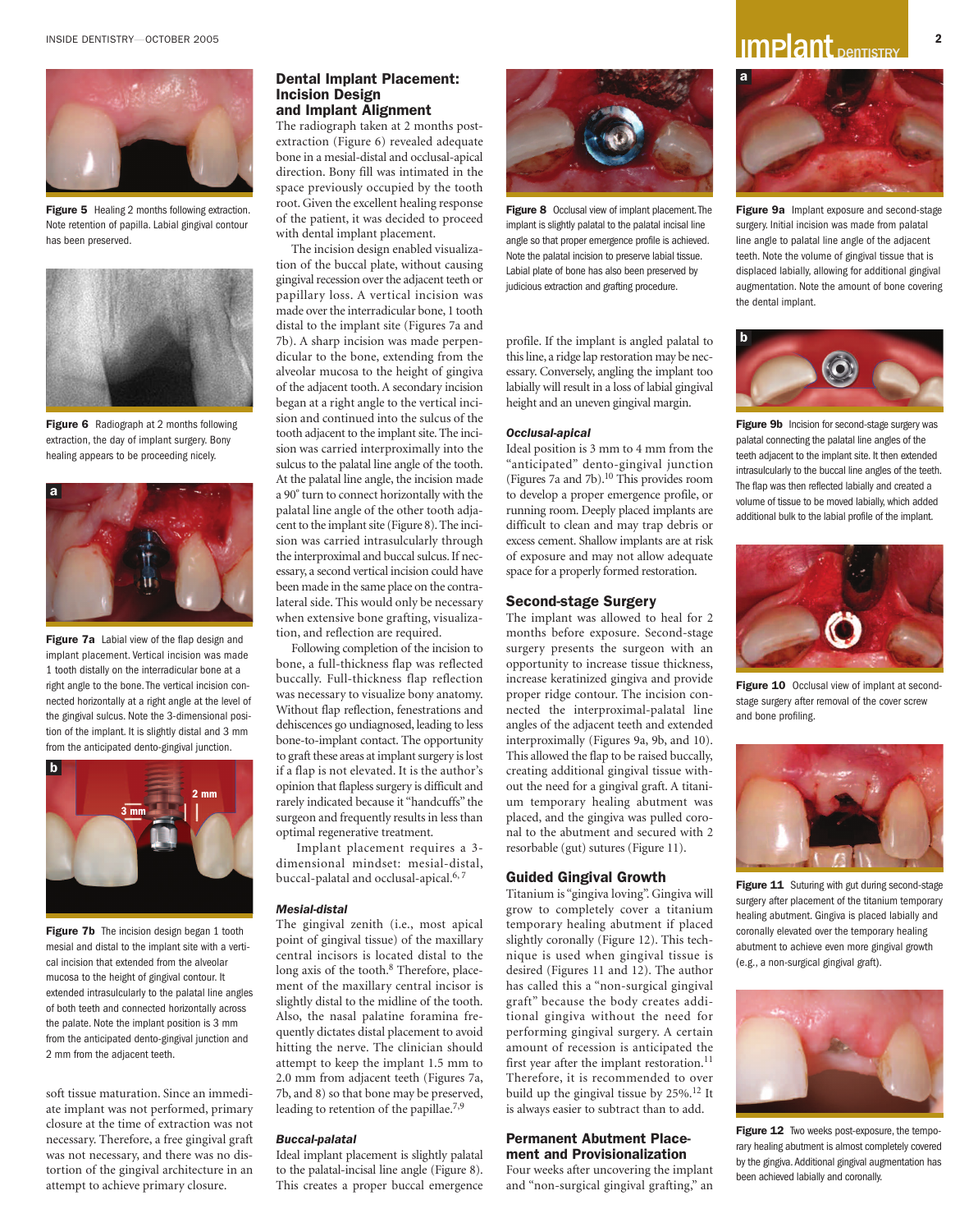**Figure 5** Healing 2 months following extraction. Note retention of papilla. Labial gingival contour has been preserved.

**Figure 6** Radiograph at 2 months following extraction, the day of implant surgery. Bony healing appears to be proceeding nicely.

**Figure 7a** Labial view of the flap design and implant placement. Vertical incision was made 1 tooth distally on the interradicular bone at a right angle to the bone. The vertical incision connected horizontally at a right angle at the level of the gingival sulcus. Note the 3-dimensional position of the implant. It is slightly distal and 3 mm from the anticipated dento-gingival junction.

**Figure 7b** The incision design began 1 tooth mesial and distal to the implant site with a vertical incision that extended from the alveolar mucosa to the height of gingival contour. It extended intrasulcularly to the palatal line angles of both teeth and connected horizontally across the palate. Note the implant position is 3 mm from the anticipated dento-gingival junction and 2 mm from the adjacent teeth.

soft tissue maturation. Since an immediate implant was not performed, primary closure at the time of extraction was not necessary. Therefore, a free gingival graft was not necessary, and there was no distortion of the gingival architecture in an attempt to achieve primary closure.

## Dental Implant Placement: Incision Design and Implant Alignment

The radiograph taken at 2 months post-extraction (Figure 6) revealed adequate bone in a mesial-distal and occlusal-apical direction. Bony fill was intimated in the space previously occupied by the tooth root. Given the excellent healing response of the patient, it was decided to proceed with dental implant placement.

The incision design enabled visualization of the buccal plate, without causing gingival recession over the adjacent teeth or papillary loss. A vertical incision was made over the interradicular bone, 1 tooth distal to the implant site (Figures 7a and 7b). A sharp incision was made perpendicular to the bone, extending from the alveolar mucosa to the height of gingiva of the adjacent tooth. A secondary incision began at a right angle to the vertical incision and continued into the sulcus of the tooth adjacent to the implant site. The incision was carried interproximally into the sulcus to the palatal line angle of the tooth. At the palatal line angle, the incision made a 90° turn to connect horizontally with the palatal line angle of the other tooth adjacent to the implant site (Figure 8). The incision was carried intrasulcularly through the interproximal and buccal sulcus. If necessary, a second vertical incision could have been made in the same place on the contralateral side. This would only be necessary when extensive bone grafting, visualization, and reflection are required.

Following completion of the incision to bone, a full-thickness flap was reflected buccally. Full-thickness flap reflection was necessary to visualize bony anatomy. Without flap reflection, fenestrations and dehiscences go undiagnosed, leading to less bone-to-implant contact. The opportunity to graft these areas at implant surgery is lost if a flap is not elevated. It is the author's opinion that flapless surgery is difficult and rarely indicated because it "handcuffs" the surgeon and frequently results in less than optimal regenerative treatment.

Implant placement requires a 3-dimensional mindset: mesial-distal, buccal-palatal and occlusal-apical.[6,7]

### *Mesial-distal*

The gingival zenith (i.e., most apical point of gingival tissue) of the maxillary central incisors is located distal to the long axis of the tooth.[8] Therefore, placement of the maxillary central incisor is slightly distal to the midline of the tooth. Also, the nasal palatine foramina frequently dictates distal placement to avoid hitting the nerve. The clinician should attempt to keep the implant 1.5 mm to 2.0 mm from adjacent teeth (Figures 7a, 7b, and 8) so that bone may be preserved, leading to retention of the papillae.[7,9]

### *Buccal-palatal*

Ideal implant placement is slightly palatal to the palatal-incisal line angle (Figure 8). This creates a proper buccal emergence profile. If the implant is angled palatal to this line, a ridge lap restoration may be necessary. Conversely, angling the implant too labially will result in a loss of labial gingival height and an uneven gingival margin.

**Figure 8** Occlusal view of implant placement. The implant is slightly palatal to the palatal incisal line angle so that proper emergence profile is achieved. Note the palatal incision to preserve labial tissue. Labial plate of bone has also been preserved by judicious extraction and grafting procedure.

### *Occlusal-apical*

Ideal position is 3 mm to 4 mm from the "anticipated" dento-gingival junction (Figures 7a and 7b).[10] This provides room to develop a proper emergence profile, or running room. Deeply placed implants are difficult to clean and may trap debris or excess cement. Shallow implants are at risk of exposure and may not allow adequate space for a properly formed restoration.

## Second-stage Surgery

The implant was allowed to heal for 2 months before exposure. Second-stage surgery presents the surgeon with an opportunity to increase tissue thickness, increase keratinized gingiva and provide proper ridge contour. The incision connected the interproximal-palatal line angles of the adjacent teeth and extended interproximally (Figures 9a, 9b, and 10). This allowed the flap to be raised buccally, creating additional gingival tissue without the need for a gingival graft. A titanium temporary healing abutment was placed, and the gingiva was pulled coronal to the abutment and secured with 2 resorbable (gut) sutures (Figure 11).

## Guided Gingival Growth

Titanium is "gingiva loving". Gingiva will grow to completely cover a titanium temporary healing abutment if placed slightly coronally (Figure 12). This technique is used when gingival tissue is desired (Figures 11 and 12). The author has called this a "non-surgical gingival graft" because the body creates additional gingiva without the need for performing gingival surgery. A certain amount of recession is anticipated the first year after the implant restoration.[11] Therefore, it is recommended to over build up the gingival tissue by 25%.[12] It is always easier to subtract than to add.

## Permanent Abutment Placement and Provisionalization

Four weeks after uncovering the implant and "non-surgical gingival grafting," an

**Figure 9a** Implant exposure and second-stage surgery. Initial incision was made from palatal line angle to palatal line angle of the adjacent teeth. Note the volume of gingival tissue that is displaced labially, allowing for additional gingival augmentation. Note the amount of bone covering the dental implant.

**Figure 9b** Incision for second-stage surgery was palatal connecting the palatal line angles of the teeth adjacent to the implant site. It then extended intrasulcularly to the buccal line angles of the teeth. The flap was then reflected labially and created a volume of tissue to be moved labially, which added additional bulk to the labial profile of the implant.

**Figure 10** Occlusal view of implant at second-stage surgery after removal of the cover screw and bone profiling.

**Figure 11** Suturing with gut during second-stage surgery after placement of the titanium temporary healing abutment. Gingiva is placed labially and coronally elevated over the temporary healing abutment to achieve even more gingival growth (e.g., a non-surgical gingival graft).

**Figure 12** Two weeks post-exposure, the temporary healing abutment is almost completely covered by the gingiva. Additional gingival augmentation has been achieved labially and coronally.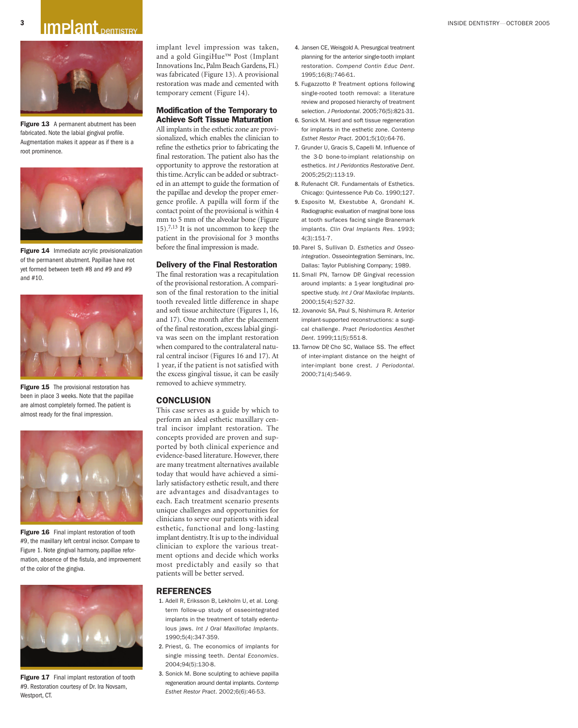Figure 13 A permanent abutment has been fabricated. Note the labial gingival profile. Augmentation makes it appear as if there is a root prominence.

Figure 14 Immediate acrylic provisionalization of the permanent abutment. Papillae have not yet formed between teeth #8 and #9 and #9 and #10.

Figure 15 The provisional restoration has been in place 3 weeks. Note that the papillae are almost completely formed. The patient is almost ready for the final impression.

Figure 16 Final implant restoration of tooth #9, the maxillary left central incisor. Compare to Figure 1. Note gingival harmony, papillae reformation, absence of the fistula, and improvement of the color of the gingiva.

Figure 17 Final implant restoration of tooth #9. Restoration courtesy of Dr. Ira Novsam, Westport, CT.

implant level impression was taken, and a gold GingiHue™ Post (Implant Innovations Inc, Palm Beach Gardens, FL) was fabricated (Figure 13). A provisional restoration was made and cemented with temporary cement (Figure 14).

### Modification of the Temporary to Achieve Soft Tissue Maturation

All implants in the esthetic zone are provisionalized, which enables the clinician to refine the esthetics prior to fabricating the final restoration. The patient also has the opportunity to approve the restoration at this time. Acrylic can be added or subtracted in an attempt to guide the formation of the papillae and develop the proper emergence profile. A papilla will form if the contact point of the provisional is within 4 mm to 5 mm of the alveolar bone (Figure 15).[7,13] It is not uncommon to keep the patient in the provisional for 3 months before the final impression is made.

### Delivery of the Final Restoration

The final restoration was a recapitulation of the provisional restoration. A comparison of the final restoration to the initial tooth revealed little difference in shape and soft tissue architecture (Figures 1, 16, and 17). One month after the placement of the final restoration, excess labial gingiva was seen on the implant restoration when compared to the contralateral natural central incisor (Figures 16 and 17). At 1 year, if the patient is not satisfied with the excess gingival tissue, it can be easily removed to achieve symmetry.

## CONCLUSION

This case serves as a guide by which to perform an ideal esthetic maxillary central incisor implant restoration. The concepts provided are proven and supported by both clinical experience and evidence-based literature. However, there are many treatment alternatives available today that would have achieved a similarly satisfactory esthetic result, and there are advantages and disadvantages to each. Each treatment scenario presents unique challenges and opportunities for clinicians to serve our patients with ideal esthetic, functional and long-lasting implant dentistry. It is up to the individual clinician to explore the various treatment options and decide which works most predictably and easily so that patients will be better served.

## REFERENCES

1. Adell R, Eriksson B, Lekholm U, et al. Long-term follow-up study of osseointegrated implants in the treatment of totally edentulous jaws. *Int J Oral Maxillofac Implants*. 1990;5(4):347-359.
2. Priest, G. The economics of implants for single missing teeth. *Dental Economics*. 2004;94(5):130-8.
3. Sonick M. Bone sculpting to achieve papilla regeneration around dental implants. *Contemp Esthet Restor Pract*. 2002;6(6):46-53.
4. Jansen CE, Weisgold A. Presurgical treatment planning for the anterior single-tooth implant restoration. *Compend Contin Educ Dent*. 1995;16(8):746-61.
5. Fugazzotto P. Treatment options following single-rooted tooth removal: a literature review and proposed hierarchy of treatment selection. *J Periodontal*. 2005;76(5):821-31.
6. Sonick M. Hard and soft tissue regeneration for implants in the esthetic zone. *Contemp Esthet Restor Pract*. 2001;5(10):64-76.
7. Grunder U, Gracis S, Capelli M. Influence of the 3-D bone-to-implant relationship on esthetics. *Int J Peridontics Restorative Dent*. 2005;25(2):113-19.
8. Rufenacht CR. Fundamentals of Esthetics. Chicago: Quintessence Pub Co. 1990;127.
9. Esposito M, Ekestubbe A, Grondahl K. Radiographic evaluation of marginal bone loss at tooth surfaces facing single Branemark implants. *Clin Oral Implants Res*. 1993;4(3):151-7.
10. Parel S, Sullivan D. *Esthetics and Osseointegration*. Osseointegration Seminars, Inc. Dallas: Taylor Publishing Company; 1989.
11. Small PN, Tarnow DP. Gingival recession around implants: a 1-year longitudinal prospective study. *Int J Oral Maxilofac Implants*. 2000;15(4):527-32.
12. Jovanovic SA, Paul S, Nishimura R. Anterior implant-supported reconstructions: a surgical challenge. *Pract Periodontics Aesthet Dent*. 1999;11(5):551-8.
13. Tarnow DP, Cho SC, Wallace SS. The effect of inter-implant distance on the height of inter-implant bone crest. *J Periodontal*. 2000;71(4):546-9.